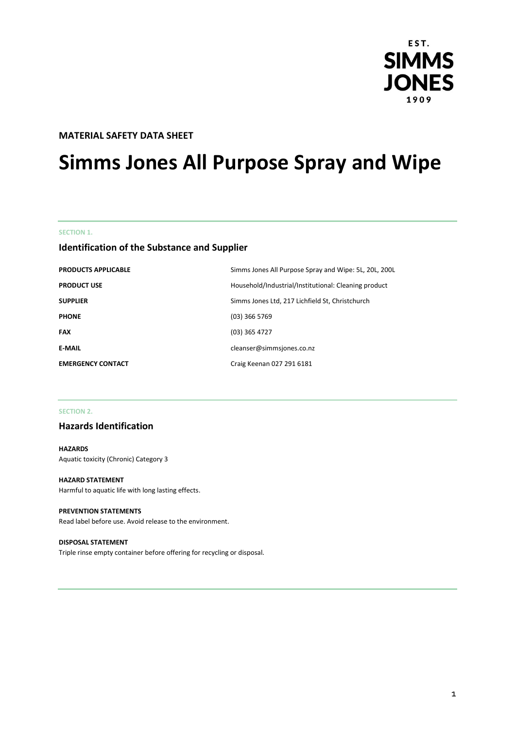EST.
SIMMS
JONES
1909

**MATERIAL SAFETY DATA SHEET**

# Simms Jones All Purpose Spray and Wipe

SECTION 1.

## Identification of the Substance and Supplier

| | |
|---|---|
| **PRODUCTS APPLICABLE** | Simms Jones All Purpose Spray and Wipe: 5L, 20L, 200L |
| **PRODUCT USE** | Household/Industrial/Institutional: Cleaning product |
| **SUPPLIER** | Simms Jones Ltd, 217 Lichfield St, Christchurch |
| **PHONE** | (03) 366 5769 |
| **FAX** | (03) 365 4727 |
| **E-MAIL** | cleanser@simmsjones.co.nz |
| **EMERGENCY CONTACT** | Craig Keenan 027 291 6181 |

SECTION 2.

## Hazards Identification

**HAZARDS**
Aquatic toxicity (Chronic) Category 3

**HAZARD STATEMENT**
Harmful to aquatic life with long lasting effects.

**PREVENTION STATEMENTS**
Read label before use. Avoid release to the environment.

**DISPOSAL STATEMENT**
Triple rinse empty container before offering for recycling or disposal.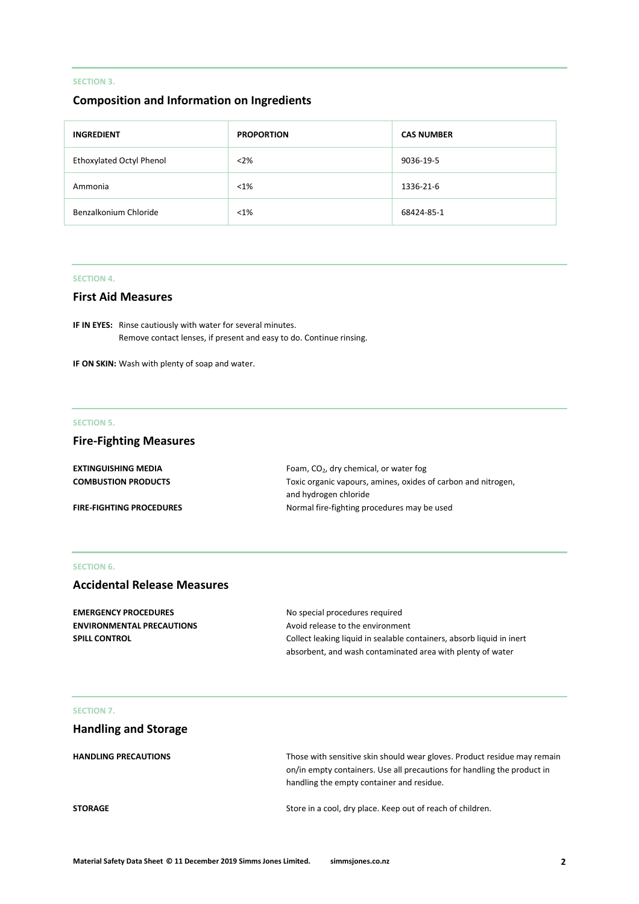SECTION 3.

## Composition and Information on Ingredients

| INGREDIENT | PROPORTION | CAS NUMBER |
|---|---|---|
| Ethoxylated Octyl Phenol | <2% | 9036-19-5 |
| Ammonia | <1% | 1336-21-6 |
| Benzalkonium Chloride | <1% | 68424-85-1 |

SECTION 4.

## First Aid Measures

**IF IN EYES:** Rinse cautiously with water for several minutes.
Remove contact lenses, if present and easy to do. Continue rinsing.

**IF ON SKIN:** Wash with plenty of soap and water.

SECTION 5.

## Fire-Fighting Measures

**EXTINGUISHING MEDIA** Foam, $CO_2$, dry chemical, or water fog

**COMBUSTION PRODUCTS** Toxic organic vapours, amines, oxides of carbon and nitrogen, and hydrogen chloride

**FIRE-FIGHTING PROCEDURES** Normal fire-fighting procedures may be used

SECTION 6.

## Accidental Release Measures

**EMERGENCY PROCEDURES** No special procedures required

**ENVIRONMENTAL PRECAUTIONS** Avoid release to the environment

**SPILL CONTROL** Collect leaking liquid in sealable containers, absorb liquid in inert absorbent, and wash contaminated area with plenty of water

SECTION 7.

## Handling and Storage

**HANDLING PRECAUTIONS** Those with sensitive skin should wear gloves. Product residue may remain on/in empty containers. Use all precautions for handling the product in handling the empty container and residue.

**STORAGE** Store in a cool, dry place. Keep out of reach of children.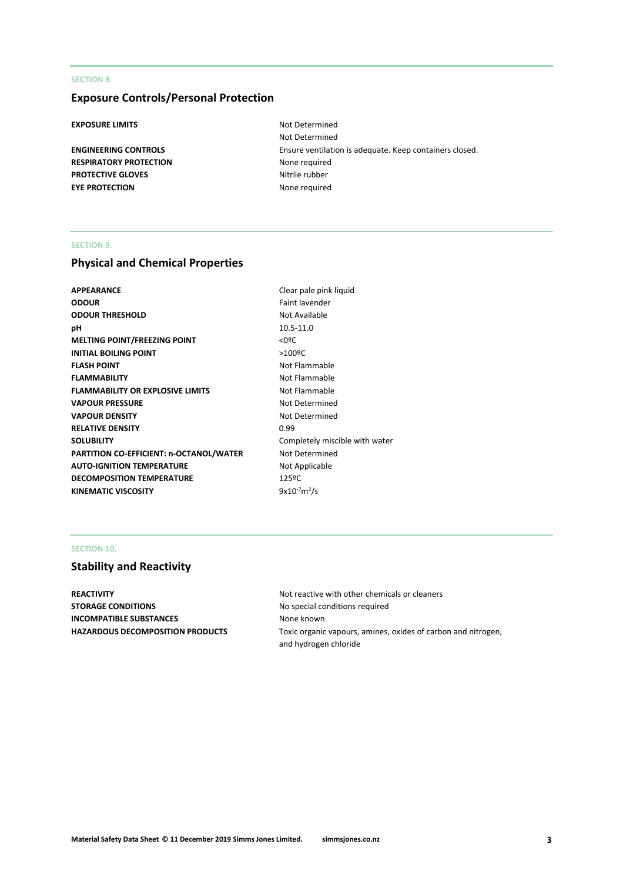SECTION 8.

## Exposure Controls/Personal Protection

| | |
|---|---|
| **EXPOSURE LIMITS** | Not Determined<br>Not Determined |
| **ENGINEERING CONTROLS** | Ensure ventilation is adequate. Keep containers closed. |
| **RESPIRATORY PROTECTION** | None required |
| **PROTECTIVE GLOVES** | Nitrile rubber |
| **EYE PROTECTION** | None required |

SECTION 9.

## Physical and Chemical Properties

| | |
|---|---|
| **APPEARANCE** | Clear pale pink liquid |
| **ODOUR** | Faint lavender |
| **ODOUR THRESHOLD** | Not Available |
| **pH** | 10.5-11.0 |
| **MELTING POINT/FREEZING POINT** | <0ºC |
| **INITIAL BOILING POINT** | >100ºC |
| **FLASH POINT** | Not Flammable |
| **FLAMMABILITY** | Not Flammable |
| **FLAMMABILITY OR EXPLOSIVE LIMITS** | Not Flammable |
| **VAPOUR PRESSURE** | Not Determined |
| **VAPOUR DENSITY** | Not Determined |
| **RELATIVE DENSITY** | 0.99 |
| **SOLUBILITY** | Completely miscible with water |
| **PARTITION CO-EFFICIENT: n-OCTANOL/WATER** | Not Determined |
| **AUTO-IGNITION TEMPERATURE** | Not Applicable |
| **DECOMPOSITION TEMPERATURE** | 125ºC |
| **KINEMATIC VISCOSITY** | $9 \times 10^{-7} m^2/s$ |

SECTION 10.

## Stability and Reactivity

| | |
|---|---|
| **REACTIVITY** | Not reactive with other chemicals or cleaners |
| **STORAGE CONDITIONS** | No special conditions required |
| **INCOMPATIBLE SUBSTANCES** | None known |
| **HAZARDOUS DECOMPOSITION PRODUCTS** | Toxic organic vapours, amines, oxides of carbon and nitrogen, and hydrogen chloride |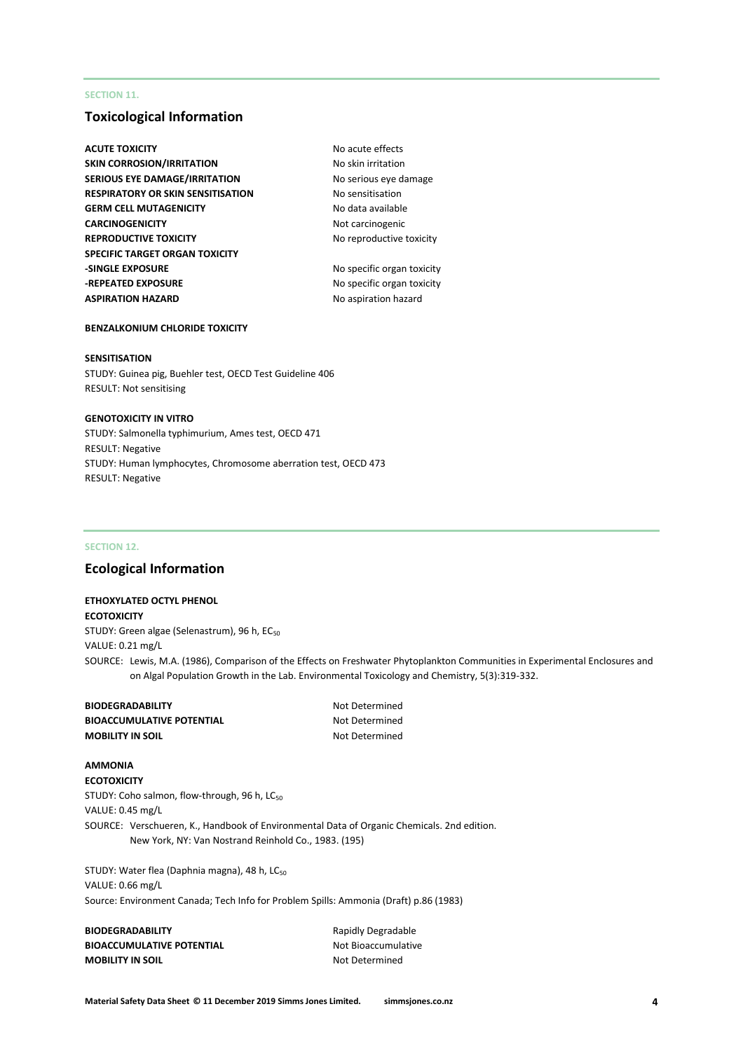SECTION 11.

## Toxicological Information

| | |
|---|---|
| **ACUTE TOXICITY** | No acute effects |
| **SKIN CORROSION/IRRITATION** | No skin irritation |
| **SERIOUS EYE DAMAGE/IRRITATION** | No serious eye damage |
| **RESPIRATORY OR SKIN SENSITISATION** | No sensitisation |
| **GERM CELL MUTAGENICITY** | No data available |
| **CARCINOGENICITY** | Not carcinogenic |
| **REPRODUCTIVE TOXICITY** | No reproductive toxicity |
| **SPECIFIC TARGET ORGAN TOXICITY** | |
| **-SINGLE EXPOSURE** | No specific organ toxicity |
| **-REPEATED EXPOSURE** | No specific organ toxicity |
| **ASPIRATION HAZARD** | No aspiration hazard |

**BENZALKONIUM CHLORIDE TOXICITY**

**SENSITISATION**

STUDY: Guinea pig, Buehler test, OECD Test Guideline 406
RESULT: Not sensitising

**GENOTOXICITY IN VITRO**

STUDY: Salmonella typhimurium, Ames test, OECD 471
RESULT: Negative
STUDY: Human lymphocytes, Chromosome aberration test, OECD 473
RESULT: Negative

SECTION 12.

## Ecological Information

**ETHOXYLATED OCTYL PHENOL**

**ECOTOXICITY**

STUDY: Green algae (Selenastrum), 96 h, $EC_{50}$
VALUE: 0.21 mg/L
SOURCE: Lewis, M.A. (1986), Comparison of the Effects on Freshwater Phytoplankton Communities in Experimental Enclosures and on Algal Population Growth in the Lab. Environmental Toxicology and Chemistry, 5(3):319-332.

| | |
|---|---|
| **BIODEGRADABILITY** | Not Determined |
| **BIOACCUMULATIVE POTENTIAL** | Not Determined |
| **MOBILITY IN SOIL** | Not Determined |

**AMMONIA**

**ECOTOXICITY**

STUDY: Coho salmon, flow-through, 96 h, $LC_{50}$
VALUE: 0.45 mg/L
SOURCE: Verschueren, K., Handbook of Environmental Data of Organic Chemicals. 2nd edition. New York, NY: Van Nostrand Reinhold Co., 1983. (195)

STUDY: Water flea (Daphnia magna), 48 h, $LC_{50}$
VALUE: 0.66 mg/L
Source: Environment Canada; Tech Info for Problem Spills: Ammonia (Draft) p.86 (1983)

| | |
|---|---|
| **BIODEGRADABILITY** | Rapidly Degradable |
| **BIOACCUMULATIVE POTENTIAL** | Not Bioaccumulative |
| **MOBILITY IN SOIL** | Not Determined |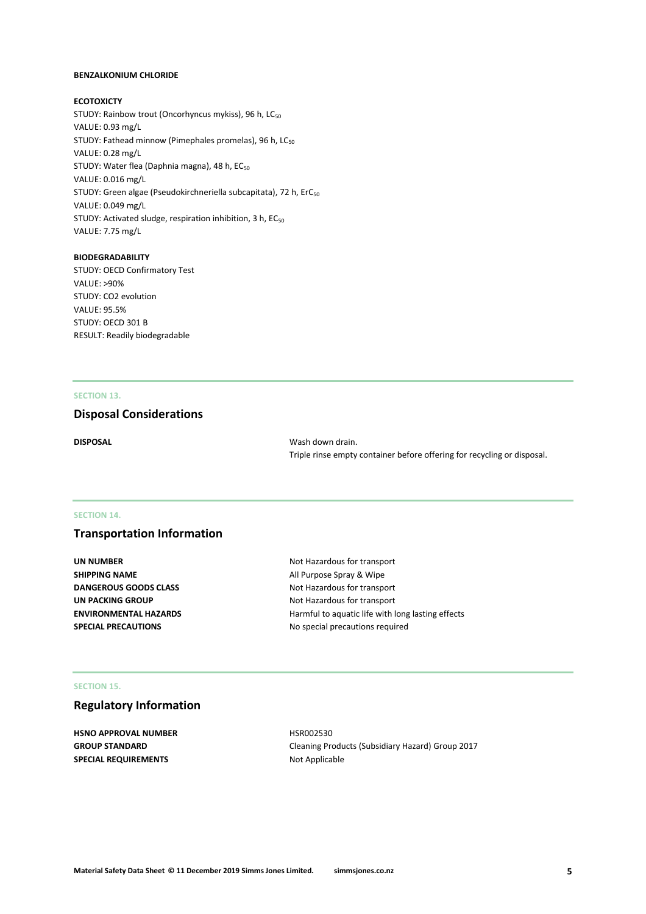**BENZALKONIUM CHLORIDE**

**ECOTOXICTY**

STUDY: Rainbow trout (Oncorhyncus mykiss), 96 h, $LC_{50}$
VALUE: 0.93 mg/L
STUDY: Fathead minnow (Pimephales promelas), 96 h, $LC_{50}$
VALUE: 0.28 mg/L
STUDY: Water flea (Daphnia magna), 48 h, $EC_{50}$
VALUE: 0.016 mg/L
STUDY: Green algae (Pseudokirchneriella subcapitata), 72 h, $ErC_{50}$
VALUE: 0.049 mg/L
STUDY: Activated sludge, respiration inhibition, 3 h, $EC_{50}$
VALUE: 7.75 mg/L

**BIODEGRADABILITY**

STUDY: OECD Confirmatory Test
VALUE: >90%
STUDY: CO2 evolution
VALUE: 95.5%
STUDY: OECD 301 B
RESULT: Readily biodegradable

SECTION 13.

## Disposal Considerations

| | |
|---|---|
| **DISPOSAL** | Wash down drain.<br>Triple rinse empty container before offering for recycling or disposal. |

SECTION 14.

## Transportation Information

| | |
|---|---|
| **UN NUMBER** | Not Hazardous for transport |
| **SHIPPING NAME** | All Purpose Spray & Wipe |
| **DANGEROUS GOODS CLASS** | Not Hazardous for transport |
| **UN PACKING GROUP** | Not Hazardous for transport |
| **ENVIRONMENTAL HAZARDS** | Harmful to aquatic life with long lasting effects |
| **SPECIAL PRECAUTIONS** | No special precautions required |

SECTION 15.

## Regulatory Information

| | |
|---|---|
| **HSNO APPROVAL NUMBER** | HSR002530 |
| **GROUP STANDARD** | Cleaning Products (Subsidiary Hazard) Group 2017 |
| **SPECIAL REQUIREMENTS** | Not Applicable |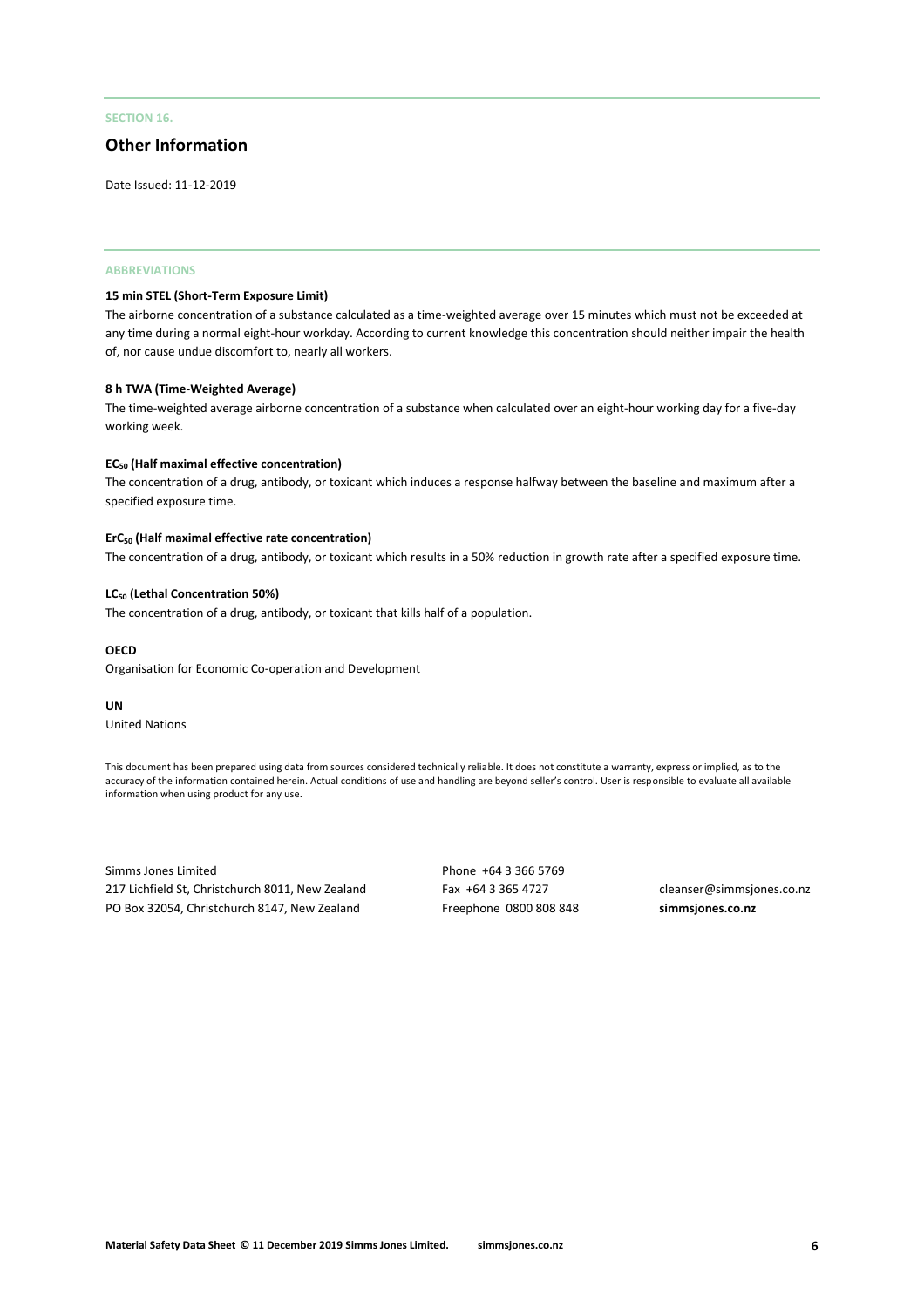SECTION 16.

## Other Information

Date Issued: 11-12-2019

### ABBREVIATIONS

**15 min STEL (Short-Term Exposure Limit)**

The airborne concentration of a substance calculated as a time-weighted average over 15 minutes which must not be exceeded at any time during a normal eight-hour workday. According to current knowledge this concentration should neither impair the health of, nor cause undue discomfort to, nearly all workers.

**8 h TWA (Time-Weighted Average)**

The time-weighted average airborne concentration of a substance when calculated over an eight-hour working day for a five-day working week.

**$EC_{50}$ (Half maximal effective concentration)**

The concentration of a drug, antibody, or toxicant which induces a response halfway between the baseline and maximum after a specified exposure time.

**$ErC_{50}$ (Half maximal effective rate concentration)**

The concentration of a drug, antibody, or toxicant which results in a 50% reduction in growth rate after a specified exposure time.

**$LC_{50}$ (Lethal Concentration 50%)**

The concentration of a drug, antibody, or toxicant that kills half of a population.

**OECD**

Organisation for Economic Co-operation and Development

**UN**

United Nations

This document has been prepared using data from sources considered technically reliable. It does not constitute a warranty, express or implied, as to the accuracy of the information contained herein. Actual conditions of use and handling are beyond seller's control. User is responsible to evaluate all available information when using product for any use.

Simms Jones Limited
217 Lichfield St, Christchurch 8011, New Zealand
PO Box 32054, Christchurch 8147, New Zealand

Phone +64 3 366 5769
Fax +64 3 365 4727
Freephone 0800 808 848

cleanser@simmsjones.co.nz
**simmsjones.co.nz**

**Material Safety Data Sheet © 11 December 2019 Simms Jones Limited. simmsjones.co.nz**